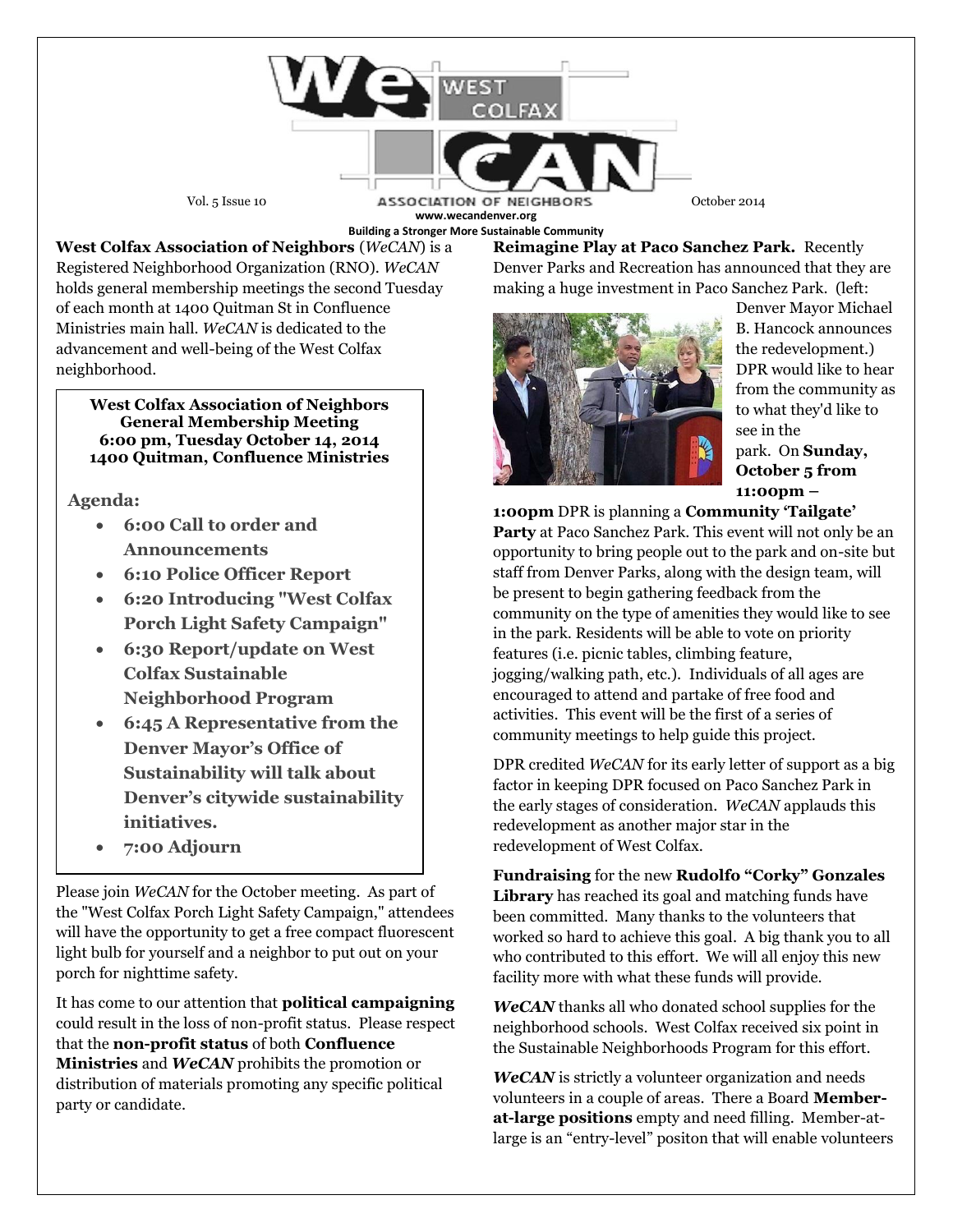# WeCAN West Colfax Association of Neighbors

Vol. 5 Issue 10 | October 2014

www.wecandenver.org

**Building a Stronger More Sustainable Community**

**West Colfax Association of Neighbors** (*WeCAN*) is a Registered Neighborhood Organization (RNO). *WeCAN* holds general membership meetings the second Tuesday of each month at 1400 Quitman St in Confluence Ministries main hall. *WeCAN* is dedicated to the advancement and well-being of the West Colfax neighborhood.

**West Colfax Association of Neighbors General Membership Meeting**
**6:00 pm, Tuesday October 14, 2014**
**1400 Quitman, Confluence Ministries**

**Agenda:**

- **6:00 Call to order and Announcements**
- **6:10 Police Officer Report**
- **6:20 Introducing "West Colfax Porch Light Safety Campaign"**
- **6:30 Report/update on West Colfax Sustainable Neighborhood Program**
- **6:45 A Representative from the Denver Mayor's Office of Sustainability will talk about Denver's citywide sustainability initiatives.**
- **7:00 Adjourn**

Please join *WeCAN* for the October meeting. As part of the "West Colfax Porch Light Safety Campaign," attendees will have the opportunity to get a free compact fluorescent light bulb for yourself and a neighbor to put out on your porch for nighttime safety.

It has come to our attention that **political campaigning** could result in the loss of non-profit status. Please respect that the **non-profit status** of both **Confluence Ministries** and ***WeCAN*** prohibits the promotion or distribution of materials promoting any specific political party or candidate.

**Reimagine Play at Paco Sanchez Park.** Recently Denver Parks and Recreation has announced that they are making a huge investment in Paco Sanchez Park. (left: Denver Mayor Michael B. Hancock announces the redevelopment.) DPR would like to hear from the community as to what they'd like to see in the park. On **Sunday, October 5 from 11:00pm – 1:00pm** DPR is planning a **Community 'Tailgate' Party** at Paco Sanchez Park. This event will not only be an opportunity to bring people out to the park and on-site but staff from Denver Parks, along with the design team, will be present to begin gathering feedback from the community on the type of amenities they would like to see in the park. Residents will be able to vote on priority features (i.e. picnic tables, climbing feature, jogging/walking path, etc.). Individuals of all ages are encouraged to attend and partake of free food and activities. This event will be the first of a series of community meetings to help guide this project.

DPR credited *WeCAN* for its early letter of support as a big factor in keeping DPR focused on Paco Sanchez Park in the early stages of consideration. *WeCAN* applauds this redevelopment as another major star in the redevelopment of West Colfax.

**Fundraising** for the new **Rudolfo "Corky" Gonzales Library** has reached its goal and matching funds have been committed. Many thanks to the volunteers that worked so hard to achieve this goal. A big thank you to all who contributed to this effort. We will all enjoy this new facility more with what these funds will provide.

***WeCAN*** thanks all who donated school supplies for the neighborhood schools. West Colfax received six point in the Sustainable Neighborhoods Program for this effort.

***WeCAN*** is strictly a volunteer organization and needs volunteers in a couple of areas. There a Board **Member-at-large positions** empty and need filling. Member-at-large is an "entry-level" positon that will enable volunteers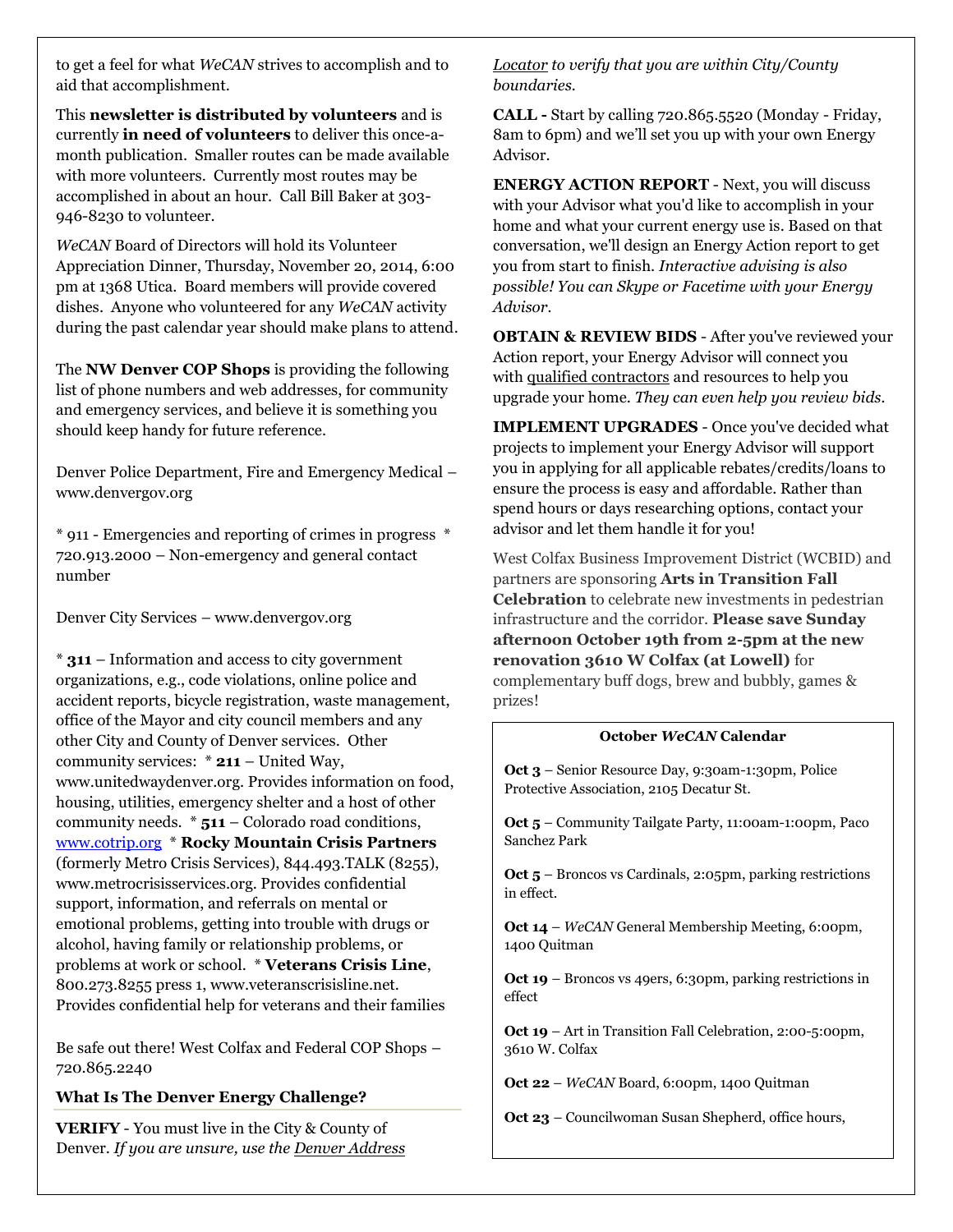to get a feel for what *WeCAN* strives to accomplish and to aid that accomplishment.

This **newsletter is distributed by volunteers** and is currently **in need of volunteers** to deliver this once-a-month publication. Smaller routes can be made available with more volunteers. Currently most routes may be accomplished in about an hour. Call Bill Baker at 303-946-8230 to volunteer.

*WeCAN* Board of Directors will hold its Volunteer Appreciation Dinner, Thursday, November 20, 2014, 6:00 pm at 1368 Utica. Board members will provide covered dishes. Anyone who volunteered for any *WeCAN* activity during the past calendar year should make plans to attend.

The **NW Denver COP Shops** is providing the following list of phone numbers and web addresses, for community and emergency services, and believe it is something you should keep handy for future reference.

Denver Police Department, Fire and Emergency Medical – www.denvergov.org

* 911 - Emergencies and reporting of crimes in progress * 720.913.2000 – Non-emergency and general contact number

Denver City Services – www.denvergov.org

* **311** – Information and access to city government organizations, e.g., code violations, online police and accident reports, bicycle registration, waste management, office of the Mayor and city council members and any other City and County of Denver services. Other community services: * **211** – United Way, www.unitedwaydenver.org. Provides information on food, housing, utilities, emergency shelter and a host of other community needs. * **511** – Colorado road conditions, www.cotrip.org * **Rocky Mountain Crisis Partners** (formerly Metro Crisis Services), 844.493.TALK (8255), www.metrocrisisservices.org. Provides confidential support, information, and referrals on mental or emotional problems, getting into trouble with drugs or alcohol, having family or relationship problems, or problems at work or school. * **Veterans Crisis Line**, 800.273.8255 press 1, www.veteranscrisisline.net. Provides confidential help for veterans and their families

Be safe out there! West Colfax and Federal COP Shops – 720.865.2240

### What Is The Denver Energy Challenge?

**VERIFY** - You must live in the City & County of Denver. *If you are unsure, use the Denver Address Locator to verify that you are within City/County boundaries.*

**CALL -** Start by calling 720.865.5520 (Monday - Friday, 8am to 6pm) and we'll set you up with your own Energy Advisor.

**ENERGY ACTION REPORT** - Next, you will discuss with your Advisor what you'd like to accomplish in your home and what your current energy use is. Based on that conversation, we'll design an Energy Action report to get you from start to finish. *Interactive advising is also possible! You can Skype or Facetime with your Energy Advisor.*

**OBTAIN & REVIEW BIDS** - After you've reviewed your Action report, your Energy Advisor will connect you with qualified contractors and resources to help you upgrade your home. *They can even help you review bids.*

**IMPLEMENT UPGRADES** - Once you've decided what projects to implement your Energy Advisor will support you in applying for all applicable rebates/credits/loans to ensure the process is easy and affordable. Rather than spend hours or days researching options, contact your advisor and let them handle it for you!

West Colfax Business Improvement District (WCBID) and partners are sponsoring **Arts in Transition Fall Celebration** to celebrate new investments in pedestrian infrastructure and the corridor. **Please save Sunday afternoon October 19th from 2-5pm at the new renovation 3610 W Colfax (at Lowell)** for complementary buff dogs, brew and bubbly, games & prizes!

### October *WeCAN* Calendar

**Oct 3** – Senior Resource Day, 9:30am-1:30pm, Police Protective Association, 2105 Decatur St.

**Oct 5** – Community Tailgate Party, 11:00am-1:00pm, Paco Sanchez Park

**Oct 5** – Broncos vs Cardinals, 2:05pm, parking restrictions in effect.

**Oct 14** – *WeCAN* General Membership Meeting, 6:00pm, 1400 Quitman

**Oct 19** – Broncos vs 49ers, 6:30pm, parking restrictions in effect

**Oct 19** – Art in Transition Fall Celebration, 2:00-5:00pm, 3610 W. Colfax

**Oct 22** – *WeCAN* Board, 6:00pm, 1400 Quitman

**Oct 23** – Councilwoman Susan Shepherd, office hours,